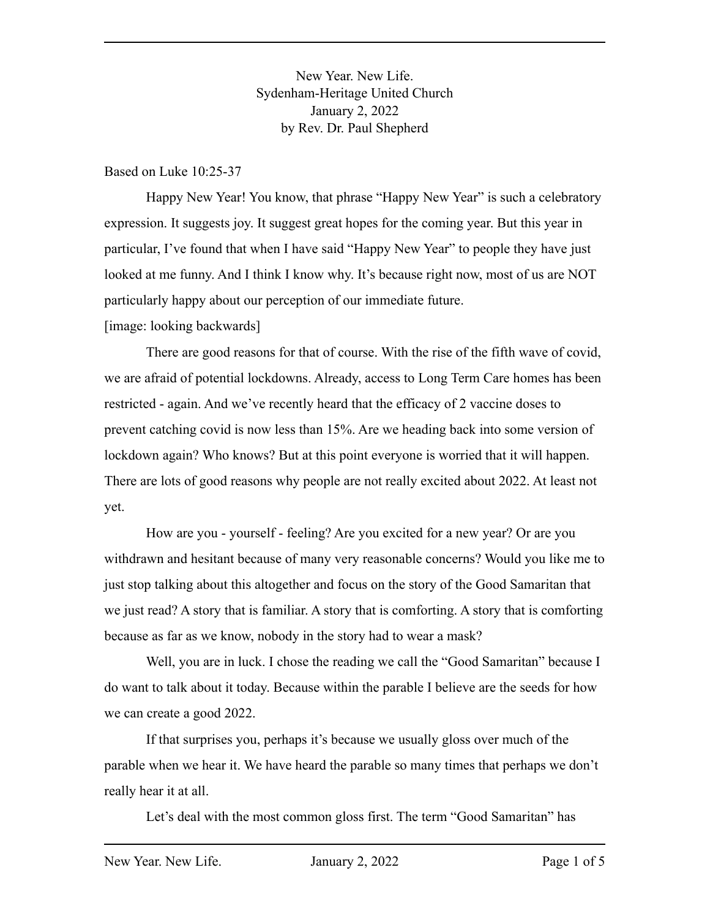New Year. New Life.
Sydenham-Heritage United Church
January 2, 2022
by Rev. Dr. Paul Shepherd

Based on Luke 10:25-37

Happy New Year! You know, that phrase "Happy New Year" is such a celebratory expression. It suggests joy. It suggest great hopes for the coming year. But this year in particular, I've found that when I have said "Happy New Year" to people they have just looked at me funny. And I think I know why. It's because right now, most of us are NOT particularly happy about our perception of our immediate future.

[image: looking backwards]

There are good reasons for that of course. With the rise of the fifth wave of covid, we are afraid of potential lockdowns. Already, access to Long Term Care homes has been restricted - again. And we've recently heard that the efficacy of 2 vaccine doses to prevent catching covid is now less than 15%. Are we heading back into some version of lockdown again? Who knows? But at this point everyone is worried that it will happen. There are lots of good reasons why people are not really excited about 2022. At least not yet.

How are you - yourself - feeling? Are you excited for a new year? Or are you withdrawn and hesitant because of many very reasonable concerns? Would you like me to just stop talking about this altogether and focus on the story of the Good Samaritan that we just read? A story that is familiar. A story that is comforting. A story that is comforting because as far as we know, nobody in the story had to wear a mask?

Well, you are in luck. I chose the reading we call the "Good Samaritan" because I do want to talk about it today. Because within the parable I believe are the seeds for how we can create a good 2022.

If that surprises you, perhaps it's because we usually gloss over much of the parable when we hear it. We have heard the parable so many times that perhaps we don't really hear it at all.

Let's deal with the most common gloss first. The term "Good Samaritan" has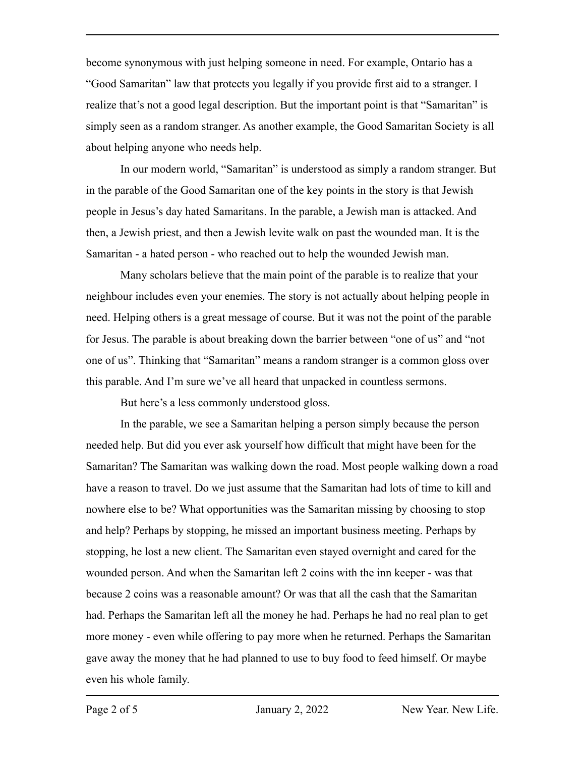become synonymous with just helping someone in need. For example, Ontario has a "Good Samaritan" law that protects you legally if you provide first aid to a stranger. I realize that's not a good legal description. But the important point is that "Samaritan" is simply seen as a random stranger. As another example, the Good Samaritan Society is all about helping anyone who needs help.

In our modern world, "Samaritan" is understood as simply a random stranger. But in the parable of the Good Samaritan one of the key points in the story is that Jewish people in Jesus's day hated Samaritans. In the parable, a Jewish man is attacked. And then, a Jewish priest, and then a Jewish levite walk on past the wounded man. It is the Samaritan - a hated person - who reached out to help the wounded Jewish man.

Many scholars believe that the main point of the parable is to realize that your neighbour includes even your enemies. The story is not actually about helping people in need. Helping others is a great message of course. But it was not the point of the parable for Jesus. The parable is about breaking down the barrier between "one of us" and "not one of us". Thinking that "Samaritan" means a random stranger is a common gloss over this parable. And I'm sure we've all heard that unpacked in countless sermons.

But here's a less commonly understood gloss.

In the parable, we see a Samaritan helping a person simply because the person needed help. But did you ever ask yourself how difficult that might have been for the Samaritan? The Samaritan was walking down the road. Most people walking down a road have a reason to travel. Do we just assume that the Samaritan had lots of time to kill and nowhere else to be? What opportunities was the Samaritan missing by choosing to stop and help? Perhaps by stopping, he missed an important business meeting. Perhaps by stopping, he lost a new client. The Samaritan even stayed overnight and cared for the wounded person. And when the Samaritan left 2 coins with the inn keeper - was that because 2 coins was a reasonable amount? Or was that all the cash that the Samaritan had. Perhaps the Samaritan left all the money he had. Perhaps he had no real plan to get more money - even while offering to pay more when he returned. Perhaps the Samaritan gave away the money that he had planned to use to buy food to feed himself. Or maybe even his whole family.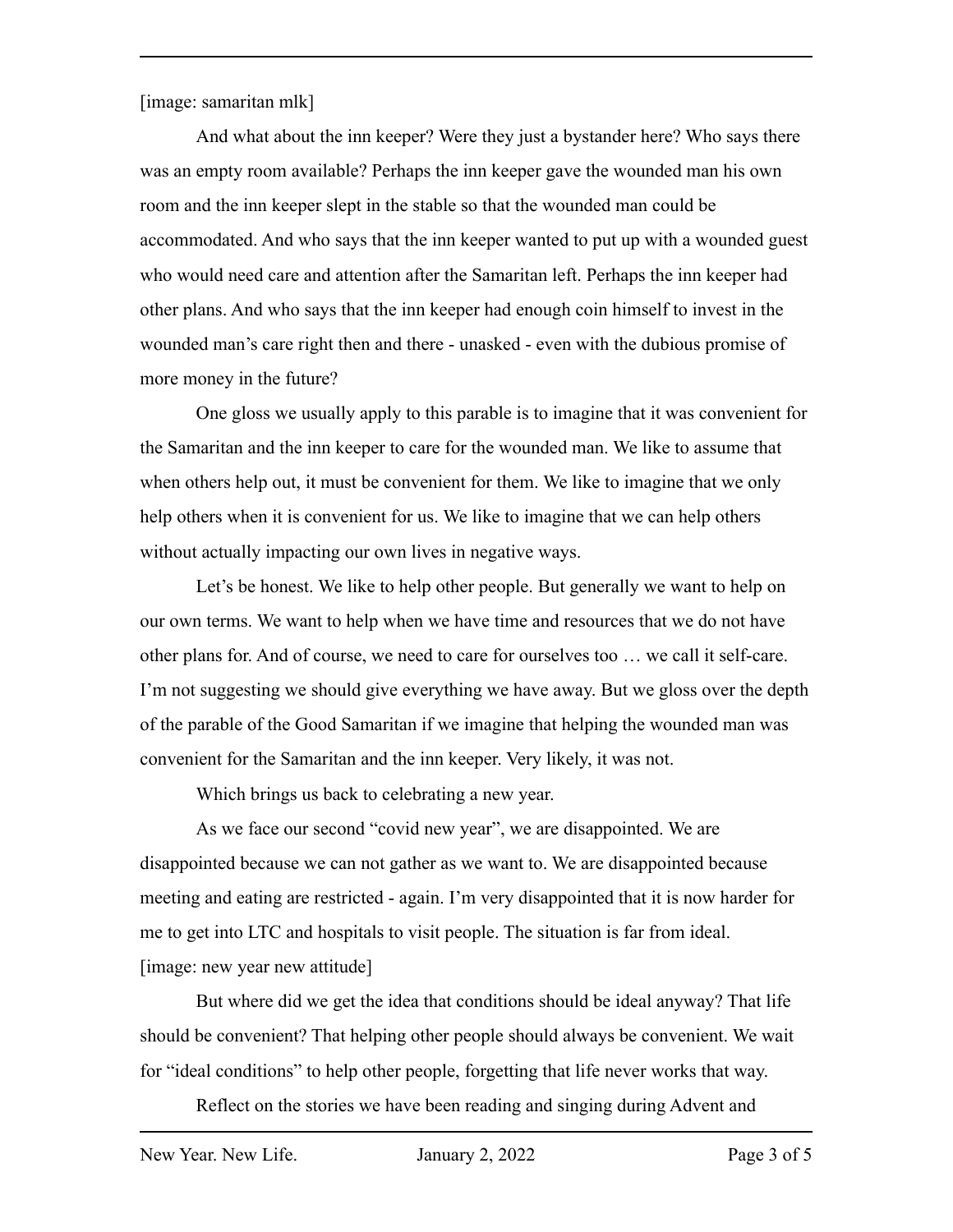[image: samaritan mlk]

And what about the inn keeper? Were they just a bystander here? Who says there was an empty room available? Perhaps the inn keeper gave the wounded man his own room and the inn keeper slept in the stable so that the wounded man could be accommodated. And who says that the inn keeper wanted to put up with a wounded guest who would need care and attention after the Samaritan left. Perhaps the inn keeper had other plans. And who says that the inn keeper had enough coin himself to invest in the wounded man's care right then and there - unasked - even with the dubious promise of more money in the future?

One gloss we usually apply to this parable is to imagine that it was convenient for the Samaritan and the inn keeper to care for the wounded man. We like to assume that when others help out, it must be convenient for them. We like to imagine that we only help others when it is convenient for us. We like to imagine that we can help others without actually impacting our own lives in negative ways.

Let's be honest. We like to help other people. But generally we want to help on our own terms. We want to help when we have time and resources that we do not have other plans for. And of course, we need to care for ourselves too … we call it self-care. I'm not suggesting we should give everything we have away. But we gloss over the depth of the parable of the Good Samaritan if we imagine that helping the wounded man was convenient for the Samaritan and the inn keeper. Very likely, it was not.

Which brings us back to celebrating a new year.

As we face our second "covid new year", we are disappointed. We are disappointed because we can not gather as we want to. We are disappointed because meeting and eating are restricted - again. I'm very disappointed that it is now harder for me to get into LTC and hospitals to visit people. The situation is far from ideal.
[image: new year new attitude]

But where did we get the idea that conditions should be ideal anyway? That life should be convenient? That helping other people should always be convenient. We wait for "ideal conditions" to help other people, forgetting that life never works that way.

Reflect on the stories we have been reading and singing during Advent and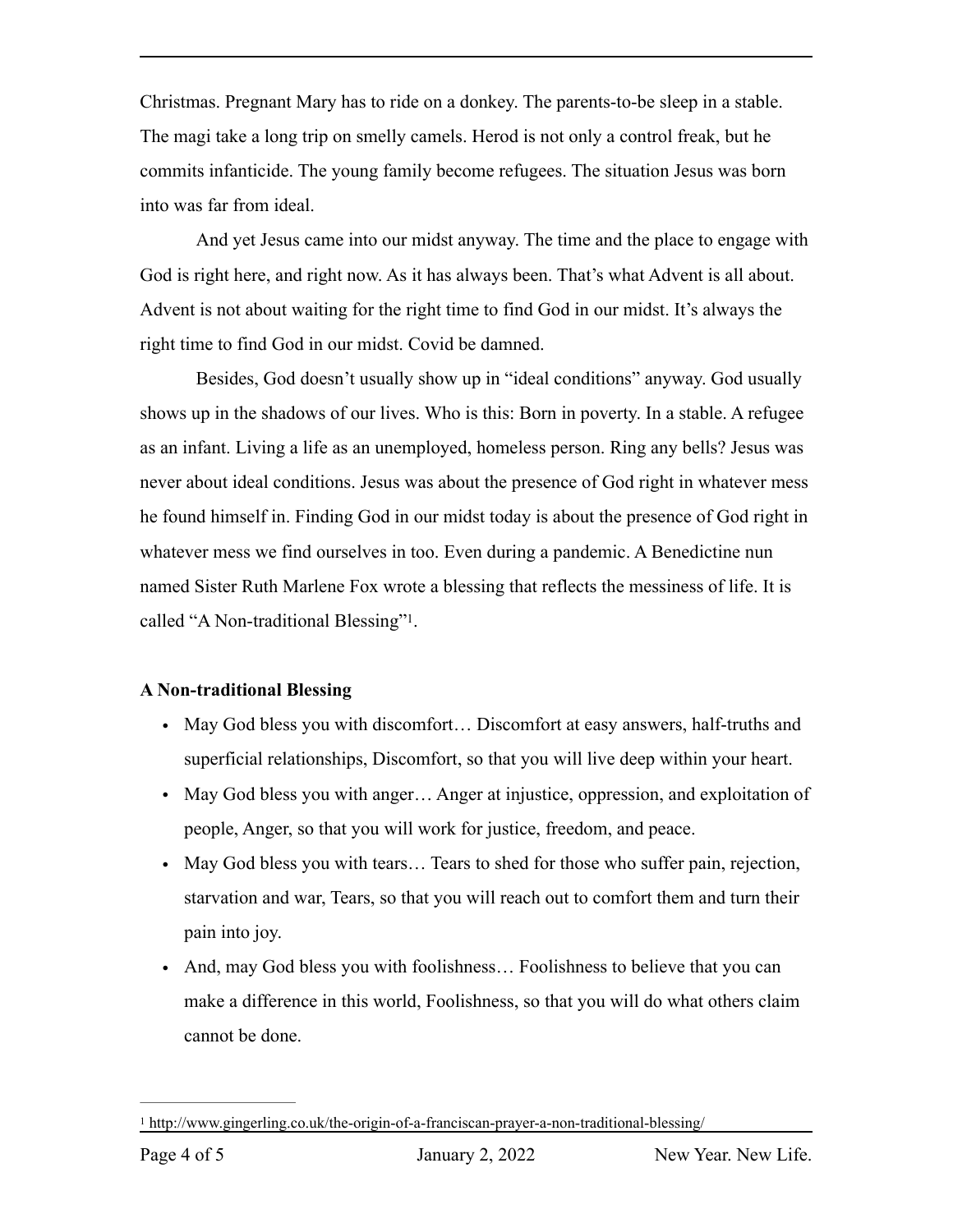Christmas. Pregnant Mary has to ride on a donkey. The parents-to-be sleep in a stable. The magi take a long trip on smelly camels. Herod is not only a control freak, but he commits infanticide. The young family become refugees. The situation Jesus was born into was far from ideal.

And yet Jesus came into our midst anyway. The time and the place to engage with God is right here, and right now. As it has always been. That's what Advent is all about. Advent is not about waiting for the right time to find God in our midst. It's always the right time to find God in our midst. Covid be damned.

Besides, God doesn't usually show up in "ideal conditions" anyway. God usually shows up in the shadows of our lives. Who is this: Born in poverty. In a stable. A refugee as an infant. Living a life as an unemployed, homeless person. Ring any bells? Jesus was never about ideal conditions. Jesus was about the presence of God right in whatever mess he found himself in. Finding God in our midst today is about the presence of God right in whatever mess we find ourselves in too. Even during a pandemic. A Benedictine nun named Sister Ruth Marlene Fox wrote a blessing that reflects the messiness of life. It is called "A Non-traditional Blessing"[1].

**A Non-traditional Blessing**

- May God bless you with discomfort… Discomfort at easy answers, half-truths and superficial relationships, Discomfort, so that you will live deep within your heart.
- May God bless you with anger… Anger at injustice, oppression, and exploitation of people, Anger, so that you will work for justice, freedom, and peace.
- May God bless you with tears… Tears to shed for those who suffer pain, rejection, starvation and war, Tears, so that you will reach out to comfort them and turn their pain into joy.
- And, may God bless you with foolishness… Foolishness to believe that you can make a difference in this world, Foolishness, so that you will do what others claim cannot be done.

---

[1] http://www.gingerling.co.uk/the-origin-of-a-franciscan-prayer-a-non-traditional-blessing/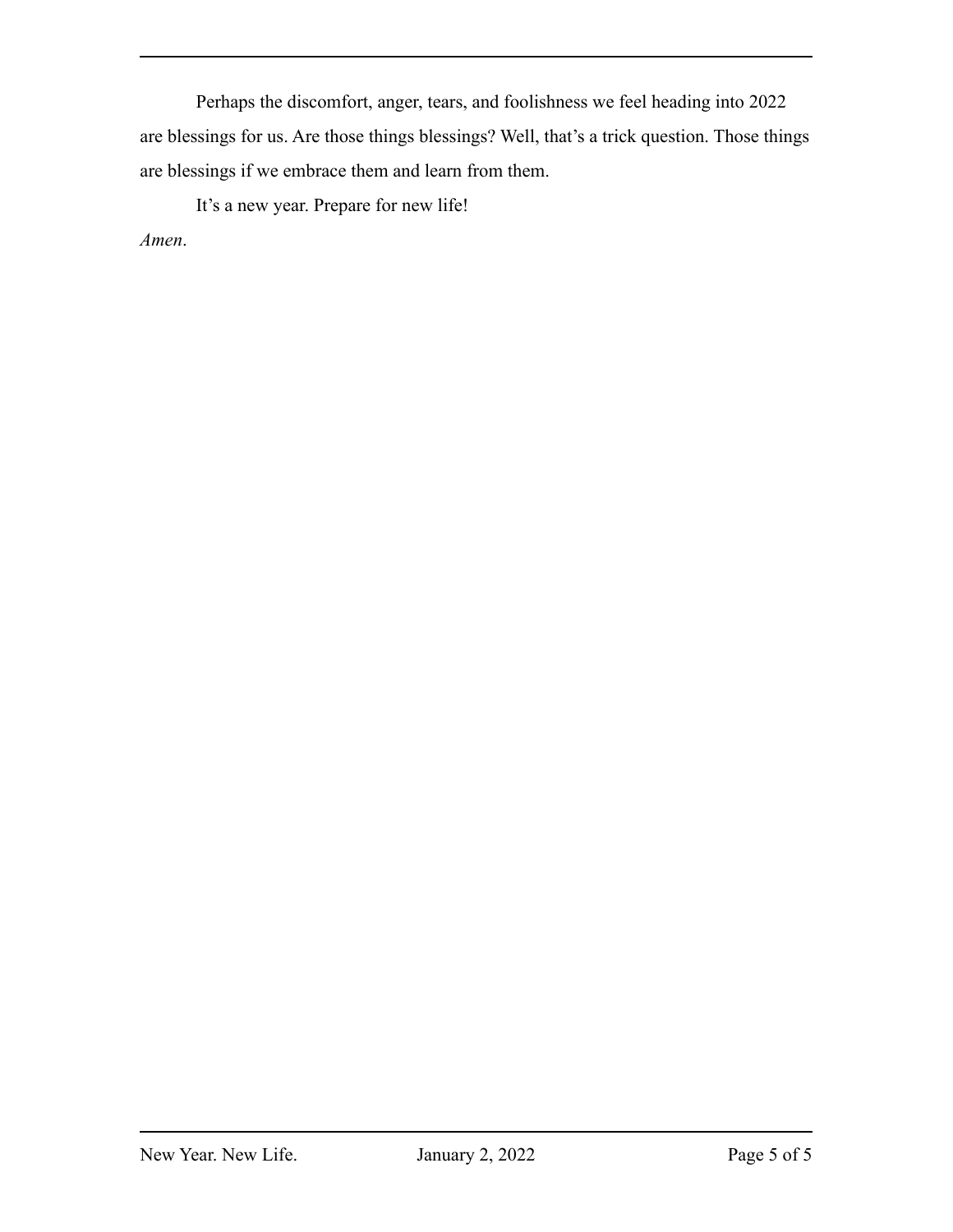Perhaps the discomfort, anger, tears, and foolishness we feel heading into 2022 are blessings for us. Are those things blessings? Well, that's a trick question. Those things are blessings if we embrace them and learn from them.

It's a new year. Prepare for new life!

*Amen*.